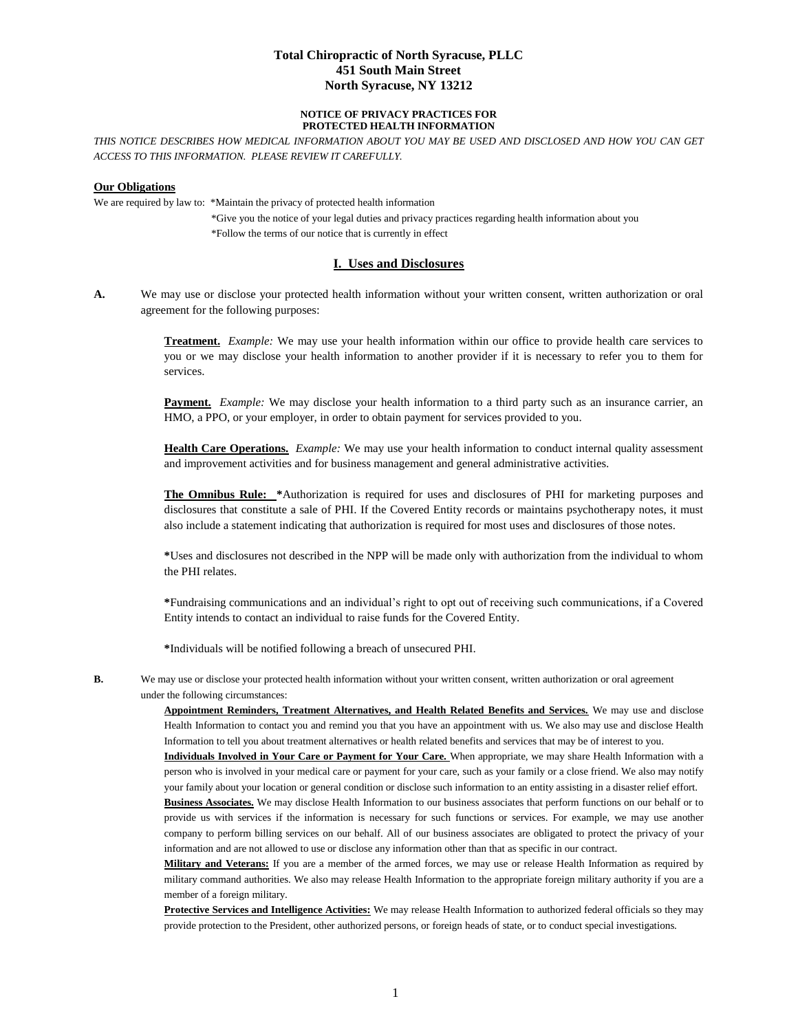**Total Chiropractic of North Syracuse, PLLC**
**451 South Main Street**
**North Syracuse, NY 13212**

**NOTICE OF PRIVACY PRACTICES FOR PROTECTED HEALTH INFORMATION**

*THIS NOTICE DESCRIBES HOW MEDICAL INFORMATION ABOUT YOU MAY BE USED AND DISCLOSED AND HOW YOU CAN GET ACCESS TO THIS INFORMATION. PLEASE REVIEW IT CAREFULLY.*

**Our Obligations**

We are required by law to: *Maintain the privacy of protected health information
*Give you the notice of your legal duties and privacy practices regarding health information about you
*Follow the terms of our notice that is currently in effect

## I. Uses and Disclosures

**A.** We may use or disclose your protected health information without your written consent, written authorization or oral agreement for the following purposes:

**Treatment.** *Example:* We may use your health information within our office to provide health care services to you or we may disclose your health information to another provider if it is necessary to refer you to them for services.

**Payment.** *Example:* We may disclose your health information to a third party such as an insurance carrier, an HMO, a PPO, or your employer, in order to obtain payment for services provided to you.

**Health Care Operations.** *Example:* We may use your health information to conduct internal quality assessment and improvement activities and for business management and general administrative activities.

**The Omnibus Rule:** *Authorization is required for uses and disclosures of PHI for marketing purposes and disclosures that constitute a sale of PHI. If the Covered Entity records or maintains psychotherapy notes, it must also include a statement indicating that authorization is required for most uses and disclosures of those notes.

*Uses and disclosures not described in the NPP will be made only with authorization from the individual to whom the PHI relates.

*Fundraising communications and an individual's right to opt out of receiving such communications, if a Covered Entity intends to contact an individual to raise funds for the Covered Entity.

*Individuals will be notified following a breach of unsecured PHI.

**B.** We may use or disclose your protected health information without your written consent, written authorization or oral agreement under the following circumstances:

**Appointment Reminders, Treatment Alternatives, and Health Related Benefits and Services.** We may use and disclose Health Information to contact you and remind you that you have an appointment with us. We also may use and disclose Health Information to tell you about treatment alternatives or health related benefits and services that may be of interest to you.

**Individuals Involved in Your Care or Payment for Your Care.** When appropriate, we may share Health Information with a person who is involved in your medical care or payment for your care, such as your family or a close friend. We also may notify your family about your location or general condition or disclose such information to an entity assisting in a disaster relief effort.

**Business Associates.** We may disclose Health Information to our business associates that perform functions on our behalf or to provide us with services if the information is necessary for such functions or services. For example, we may use another company to perform billing services on our behalf. All of our business associates are obligated to protect the privacy of your information and are not allowed to use or disclose any information other than that as specific in our contract.

**Military and Veterans:** If you are a member of the armed forces, we may use or release Health Information as required by military command authorities. We also may release Health Information to the appropriate foreign military authority if you are a member of a foreign military.

**Protective Services and Intelligence Activities:** We may release Health Information to authorized federal officials so they may provide protection to the President, other authorized persons, or foreign heads of state, or to conduct special investigations.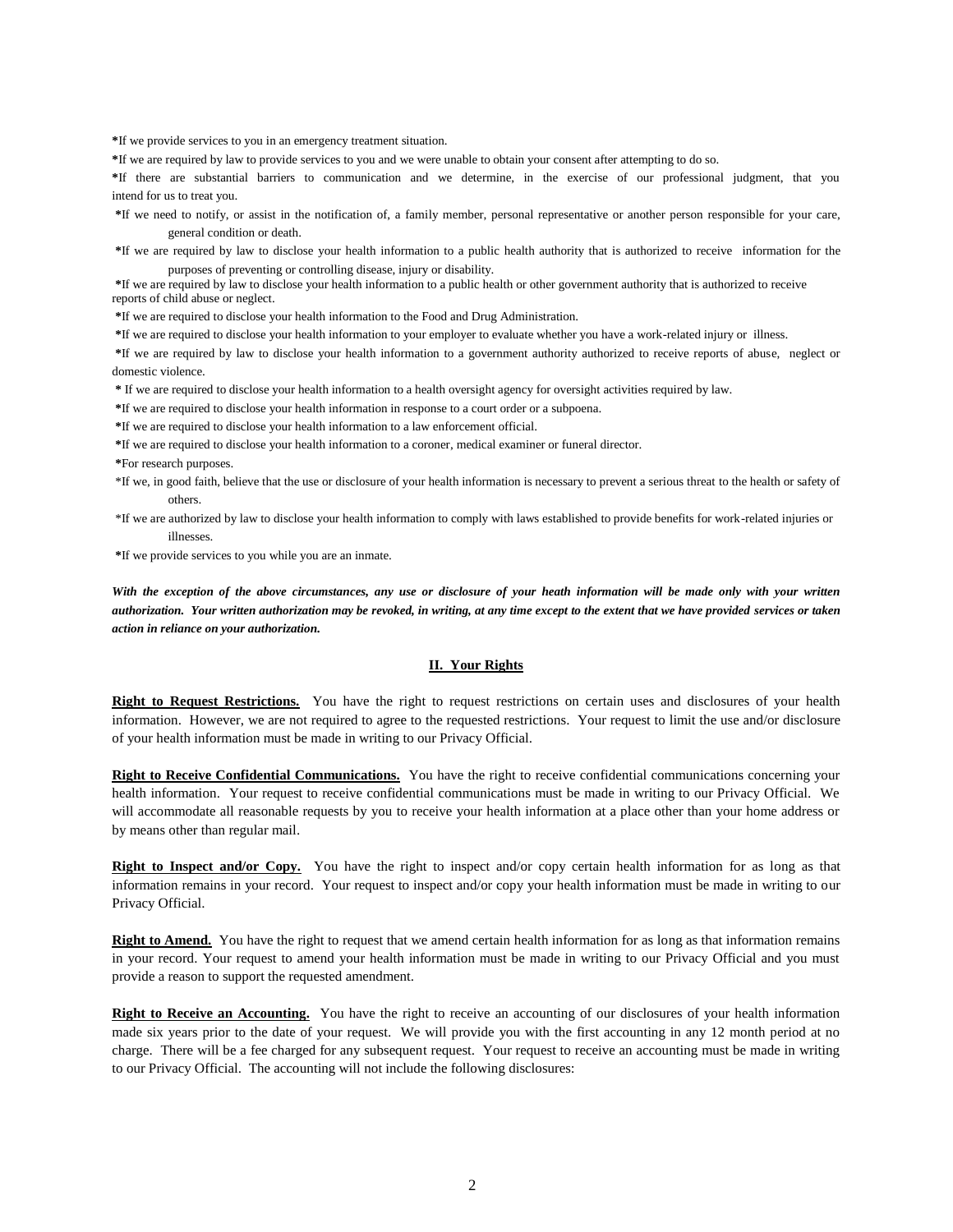*If we provide services to you in an emergency treatment situation.

*If we are required by law to provide services to you and we were unable to obtain your consent after attempting to do so.

*If there are substantial barriers to communication and we determine, in the exercise of our professional judgment, that you intend for us to treat you.

*If we need to notify, or assist in the notification of, a family member, personal representative or another person responsible for your care, general condition or death.

*If we are required by law to disclose your health information to a public health authority that is authorized to receive information for the purposes of preventing or controlling disease, injury or disability.

*If we are required by law to disclose your health information to a public health or other government authority that is authorized to receive reports of child abuse or neglect.

*If we are required to disclose your health information to the Food and Drug Administration.

*If we are required to disclose your health information to your employer to evaluate whether you have a work-related injury or illness.

*If we are required by law to disclose your health information to a government authority authorized to receive reports of abuse, neglect or domestic violence.

* If we are required to disclose your health information to a health oversight agency for oversight activities required by law.

*If we are required to disclose your health information in response to a court order or a subpoena.

*If we are required to disclose your health information to a law enforcement official.

*If we are required to disclose your health information to a coroner, medical examiner or funeral director.

*For research purposes.

*If we, in good faith, believe that the use or disclosure of your health information is necessary to prevent a serious threat to the health or safety of others.

*If we are authorized by law to disclose your health information to comply with laws established to provide benefits for work-related injuries or illnesses.

*If we provide services to you while you are an inmate.

***With the exception of the above circumstances, any use or disclosure of your heath information will be made only with your written authorization. Your written authorization may be revoked, in writing, at any time except to the extent that we have provided services or taken action in reliance on your authorization.***

## II. Your Rights

**Right to Request Restrictions.** You have the right to request restrictions on certain uses and disclosures of your health information. However, we are not required to agree to the requested restrictions. Your request to limit the use and/or disclosure of your health information must be made in writing to our Privacy Official.

**Right to Receive Confidential Communications.** You have the right to receive confidential communications concerning your health information. Your request to receive confidential communications must be made in writing to our Privacy Official. We will accommodate all reasonable requests by you to receive your health information at a place other than your home address or by means other than regular mail.

**Right to Inspect and/or Copy.** You have the right to inspect and/or copy certain health information for as long as that information remains in your record. Your request to inspect and/or copy your health information must be made in writing to our Privacy Official.

**Right to Amend.** You have the right to request that we amend certain health information for as long as that information remains in your record. Your request to amend your health information must be made in writing to our Privacy Official and you must provide a reason to support the requested amendment.

**Right to Receive an Accounting.** You have the right to receive an accounting of our disclosures of your health information made six years prior to the date of your request. We will provide you with the first accounting in any 12 month period at no charge. There will be a fee charged for any subsequent request. Your request to receive an accounting must be made in writing to our Privacy Official. The accounting will not include the following disclosures: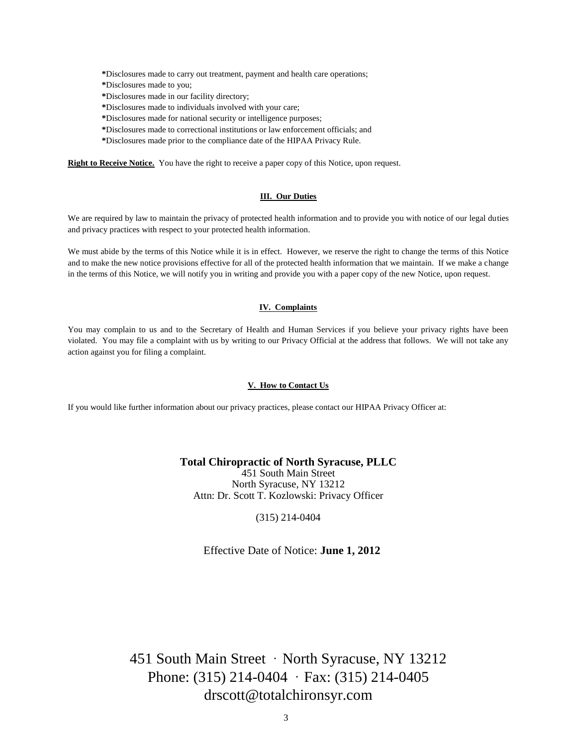*Disclosures made to carry out treatment, payment and health care operations;
*Disclosures made to you;
*Disclosures made in our facility directory;
*Disclosures made to individuals involved with your care;
*Disclosures made for national security or intelligence purposes;
*Disclosures made to correctional institutions or law enforcement officials; and
*Disclosures made prior to the compliance date of the HIPAA Privacy Rule.

**Right to Receive Notice.** You have the right to receive a paper copy of this Notice, upon request.

## III. Our Duties

We are required by law to maintain the privacy of protected health information and to provide you with notice of our legal duties and privacy practices with respect to your protected health information.

We must abide by the terms of this Notice while it is in effect. However, we reserve the right to change the terms of this Notice and to make the new notice provisions effective for all of the protected health information that we maintain. If we make a change in the terms of this Notice, we will notify you in writing and provide you with a paper copy of the new Notice, upon request.

## IV. Complaints

You may complain to us and to the Secretary of Health and Human Services if you believe your privacy rights have been violated. You may file a complaint with us by writing to our Privacy Official at the address that follows. We will not take any action against you for filing a complaint.

## V. How to Contact Us

If you would like further information about our privacy practices, please contact our HIPAA Privacy Officer at:

**Total Chiropractic of North Syracuse, PLLC**
451 South Main Street
North Syracuse, NY 13212
Attn: Dr. Scott T. Kozlowski: Privacy Officer

(315) 214-0404

Effective Date of Notice: **June 1, 2012**

451 South Main Street · North Syracuse, NY 13212
Phone: (315) 214-0404 · Fax: (315) 214-0405
drscott@totalchironsyr.com